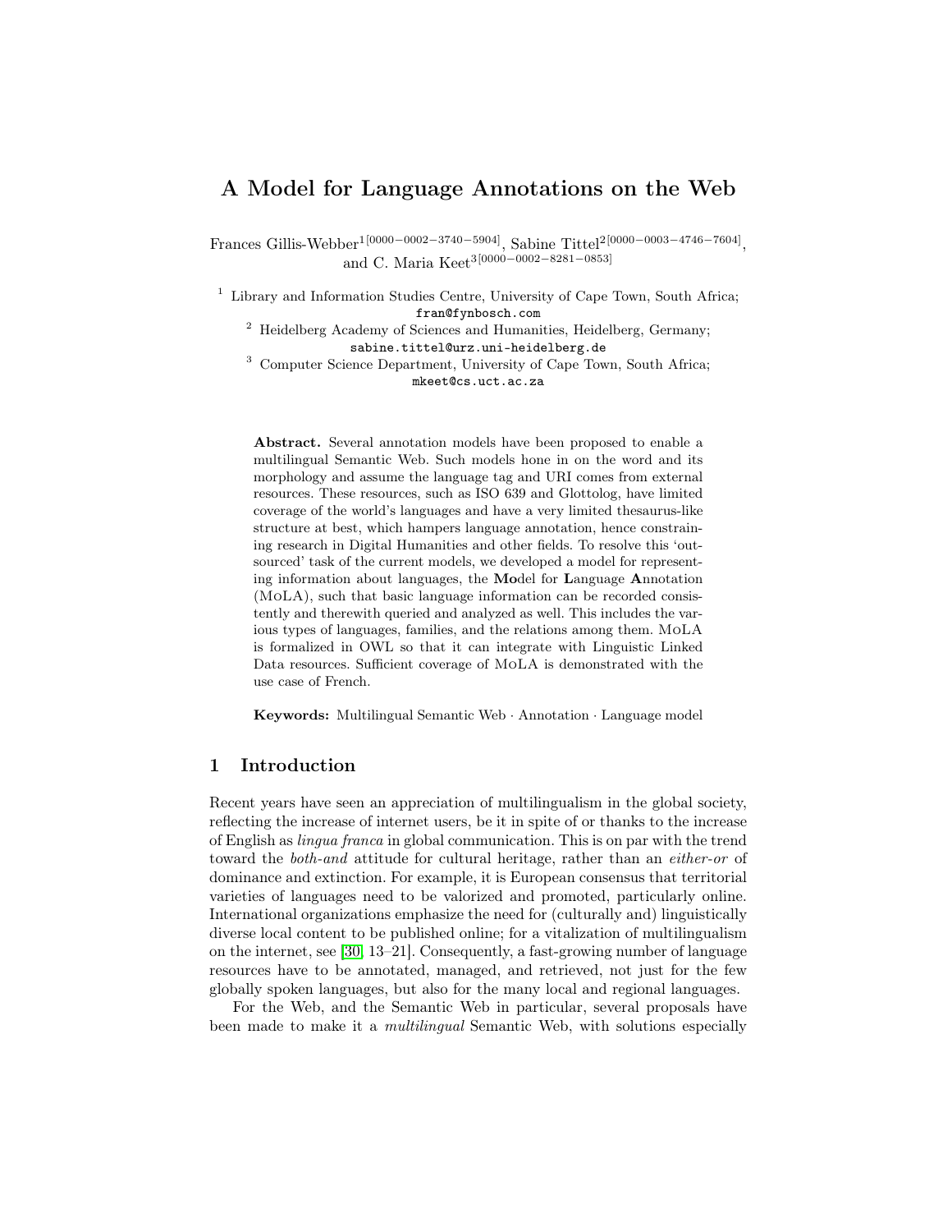# A Model for Language Annotations on the Web

Frances Gillis-Webber[1[0000−0002−3740−5904]], Sabine Tittel[2[0000−0003−4746−7604]], and C. Maria Keet[3[0000−0002−8281−0853]]

[1] Library and Information Studies Centre, University of Cape Town, South Africa; fran@fynbosch.com

[2] Heidelberg Academy of Sciences and Humanities, Heidelberg, Germany; sabine.tittel@urz.uni-heidelberg.de

[3] Computer Science Department, University of Cape Town, South Africa; mkeet@cs.uct.ac.za

**Abstract.** Several annotation models have been proposed to enable a multilingual Semantic Web. Such models hone in on the word and its morphology and assume the language tag and URI comes from external resources. These resources, such as ISO 639 and Glottolog, have limited coverage of the world's languages and have a very limited thesaurus-like structure at best, which hampers language annotation, hence constraining research in Digital Humanities and other fields. To resolve this 'outsourced' task of the current models, we developed a model for representing information about languages, the **Mo**del for **L**anguage **A**nnotation (MoLA), such that basic language information can be recorded consistently and therewith queried and analyzed as well. This includes the various types of languages, families, and the relations among them. MoLA is formalized in OWL so that it can integrate with Linguistic Linked Data resources. Sufficient coverage of MoLA is demonstrated with the use case of French.

**Keywords:** Multilingual Semantic Web · Annotation · Language model

## 1 Introduction

Recent years have seen an appreciation of multilingualism in the global society, reflecting the increase of internet users, be it in spite of or thanks to the increase of English as *lingua franca* in global communication. This is on par with the trend toward the *both-and* attitude for cultural heritage, rather than an *either-or* of dominance and extinction. For example, it is European consensus that territorial varieties of languages need to be valorized and promoted, particularly online. International organizations emphasize the need for (culturally and) linguistically diverse local content to be published online; for a vitalization of multilingualism on the internet, see [30, 13–21]. Consequently, a fast-growing number of language resources have to be annotated, managed, and retrieved, not just for the few globally spoken languages, but also for the many local and regional languages.

For the Web, and the Semantic Web in particular, several proposals have been made to make it a *multilingual* Semantic Web, with solutions especially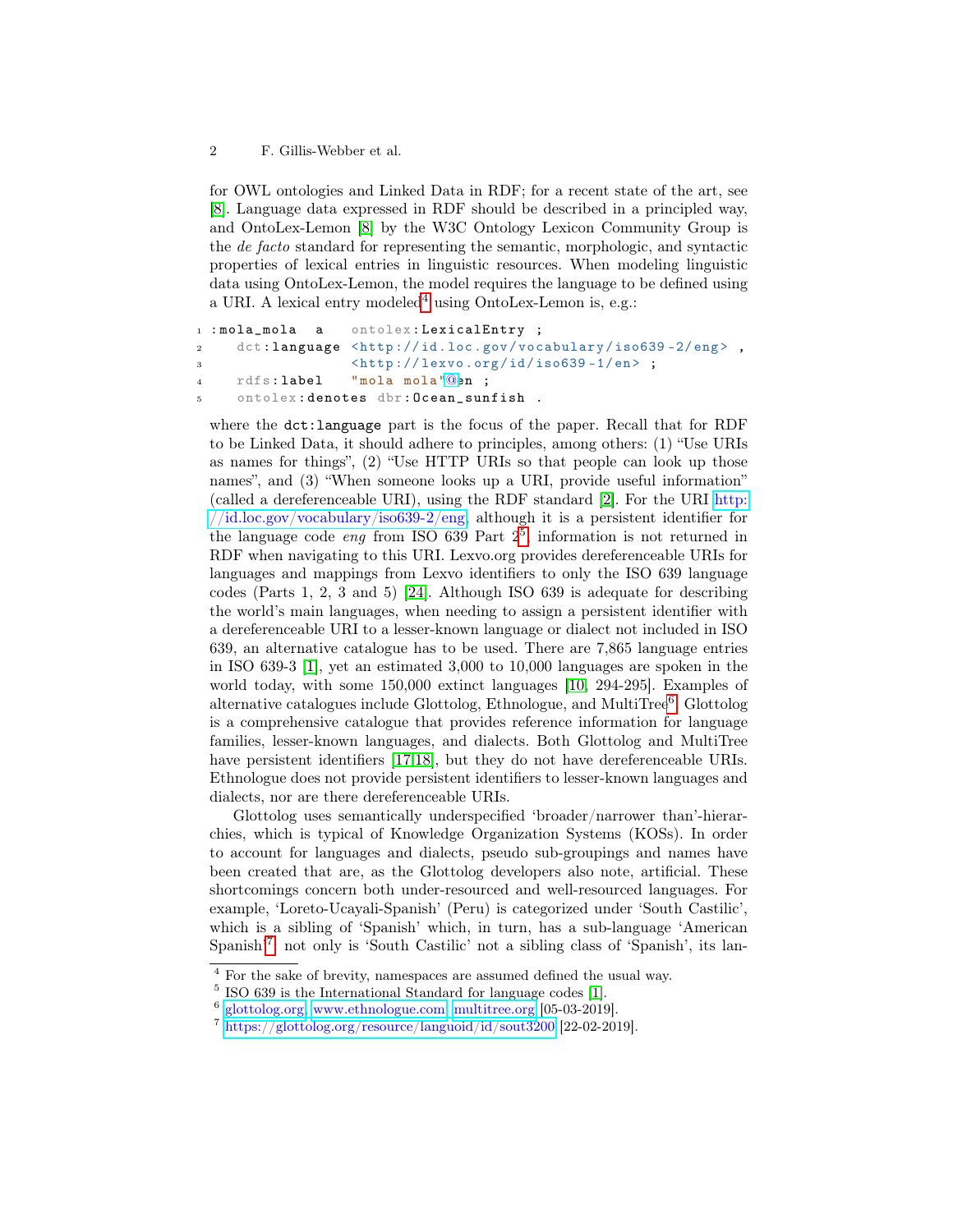for OWL ontologies and Linked Data in RDF; for a recent state of the art, see [8]. Language data expressed in RDF should be described in a principled way, and OntoLex-Lemon [8] by the W3C Ontology Lexicon Community Group is the *de facto* standard for representing the semantic, morphologic, and syntactic properties of lexical entries in linguistic resources. When modeling linguistic data using OntoLex-Lemon, the model requires the language to be defined using a URI. A lexical entry modeled[4] using OntoLex-Lemon is, e.g.:

```
1 :mola_mola  a   ontolex:LexicalEntry ;
2    dct:language <http://id.loc.gov/vocabulary/iso639-2/eng> ,
3                 <http://lexvo.org/id/iso639-1/en> ;
4    rdfs:label   "mola mola"@en ;
5    ontolex:denotes dbr:Ocean_sunfish .
```

where the dct:language part is the focus of the paper. Recall that for RDF to be Linked Data, it should adhere to principles, among others: (1) "Use URIs as names for things", (2) "Use HTTP URIs so that people can look up those names", and (3) "When someone looks up a URI, provide useful information" (called a dereferenceable URI), using the RDF standard [2]. For the URI http://id.loc.gov/vocabulary/iso639-2/eng, although it is a persistent identifier for the language code *eng* from ISO 639 Part 2[5], information is not returned in RDF when navigating to this URI. Lexvo.org provides dereferenceable URIs for languages and mappings from Lexvo identifiers to only the ISO 639 language codes (Parts 1, 2, 3 and 5) [24]. Although ISO 639 is adequate for describing the world's main languages, when needing to assign a persistent identifier with a dereferenceable URI to a lesser-known language or dialect not included in ISO 639, an alternative catalogue has to be used. There are 7,865 language entries in ISO 639-3 [1], yet an estimated 3,000 to 10,000 languages are spoken in the world today, with some 150,000 extinct languages [10, 294-295]. Examples of alternative catalogues include Glottolog, Ethnologue, and MultiTree[6]. Glottolog is a comprehensive catalogue that provides reference information for language families, lesser-known languages, and dialects. Both Glottolog and MultiTree have persistent identifiers [17,18], but they do not have dereferenceable URIs. Ethnologue does not provide persistent identifiers to lesser-known languages and dialects, nor are there dereferenceable URIs.

Glottolog uses semantically underspecified 'broader/narrower than'-hierarchies, which is typical of Knowledge Organization Systems (KOSs). In order to account for languages and dialects, pseudo sub-groupings and names have been created that are, as the Glottolog developers also note, artificial. These shortcomings concern both under-resourced and well-resourced languages. For example, 'Loreto-Ucayali-Spanish' (Peru) is categorized under 'South Castilic', which is a sibling of 'Spanish' which, in turn, has a sub-language 'American Spanish'[7]: not only is 'South Castilic' not a sibling class of 'Spanish', its lan-

[4] For the sake of brevity, namespaces are assumed defined the usual way.

[5] ISO 639 is the International Standard for language codes [1].

[6] glottolog.org, www.ethnologue.com, multitree.org [05-03-2019].

[7] https://glottolog.org/resource/languoid/id/sout3200 [22-02-2019].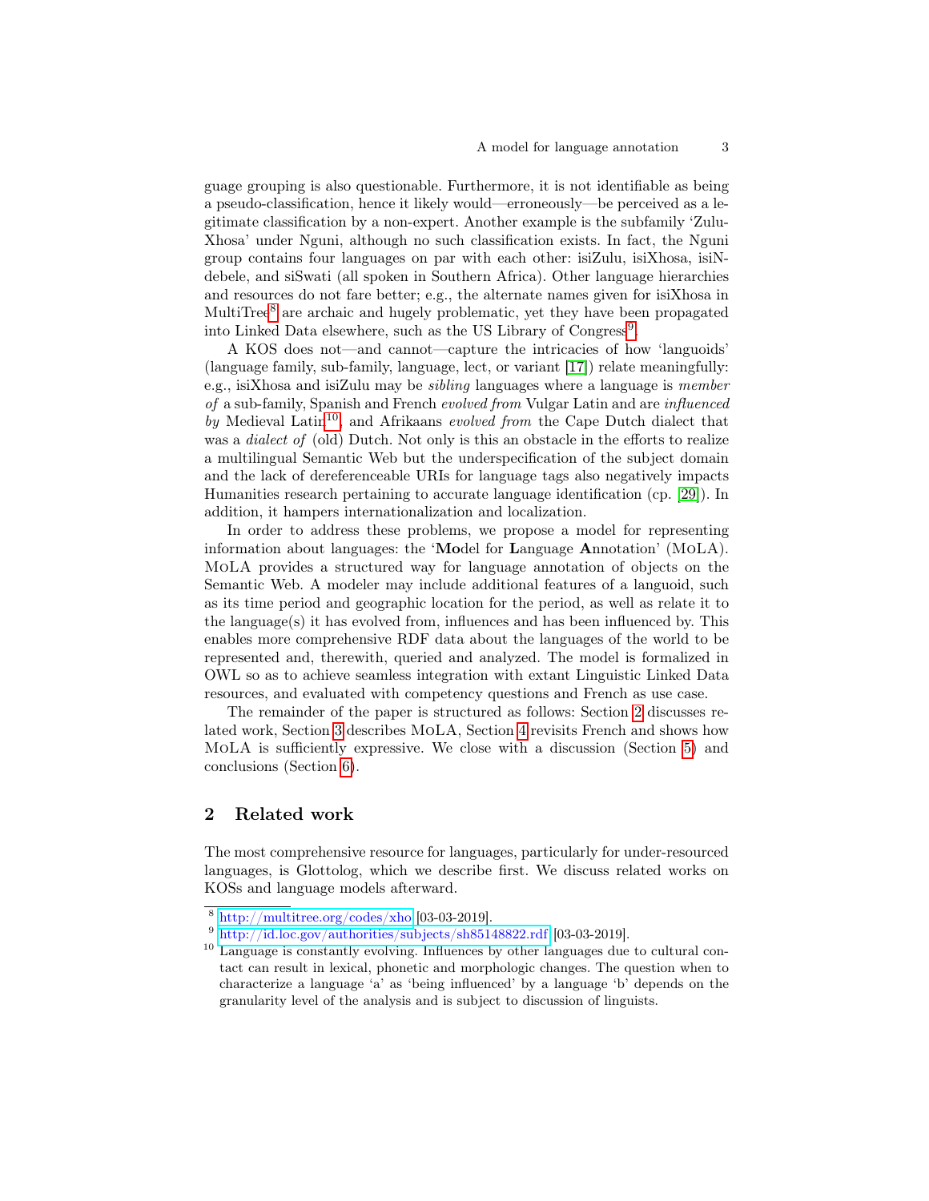guage grouping is also questionable. Furthermore, it is not identifiable as being a pseudo-classification, hence it likely would—erroneously—be perceived as a legitimate classification by a non-expert. Another example is the subfamily 'Zulu-Xhosa' under Nguni, although no such classification exists. In fact, the Nguni group contains four languages on par with each other: isiZulu, isiXhosa, isiNdebele, and siSwati (all spoken in Southern Africa). Other language hierarchies and resources do not fare better; e.g., the alternate names given for isiXhosa in MultiTree[8] are archaic and hugely problematic, yet they have been propagated into Linked Data elsewhere, such as the US Library of Congress[9].

A KOS does not—and cannot—capture the intricacies of how 'languoids' (language family, sub-family, language, lect, or variant [17]) relate meaningfully: e.g., isiXhosa and isiZulu may be *sibling* languages where a language is *member of* a sub-family, Spanish and French *evolved from* Vulgar Latin and are *influenced by* Medieval Latin[10], and Afrikaans *evolved from* the Cape Dutch dialect that was a *dialect of* (old) Dutch. Not only is this an obstacle in the efforts to realize a multilingual Semantic Web but the underspecification of the subject domain and the lack of dereferenceable URIs for language tags also negatively impacts Humanities research pertaining to accurate language identification (cp. [29]). In addition, it hampers internationalization and localization.

In order to address these problems, we propose a model for representing information about languages: the '**Mo**del for **L**anguage **A**nnotation' (MoLA). MoLA provides a structured way for language annotation of objects on the Semantic Web. A modeler may include additional features of a languoid, such as its time period and geographic location for the period, as well as relate it to the language(s) it has evolved from, influences and has been influenced by. This enables more comprehensive RDF data about the languages of the world to be represented and, therewith, queried and analyzed. The model is formalized in OWL so as to achieve seamless integration with extant Linguistic Linked Data resources, and evaluated with competency questions and French as use case.

The remainder of the paper is structured as follows: Section 2 discusses related work, Section 3 describes MoLA, Section 4 revisits French and shows how MoLA is sufficiently expressive. We close with a discussion (Section 5) and conclusions (Section 6).

## 2 Related work

The most comprehensive resource for languages, particularly for under-resourced languages, is Glottolog, which we describe first. We discuss related works on KOSs and language models afterward.

---

[8] http://multitree.org/codes/xho [03-03-2019].

[9] http://id.loc.gov/authorities/subjects/sh85148822.rdf [03-03-2019].

[10] Language is constantly evolving. Influences by other languages due to cultural contact can result in lexical, phonetic and morphologic changes. The question when to characterize a language 'a' as 'being influenced' by a language 'b' depends on the granularity level of the analysis and is subject to discussion of linguists.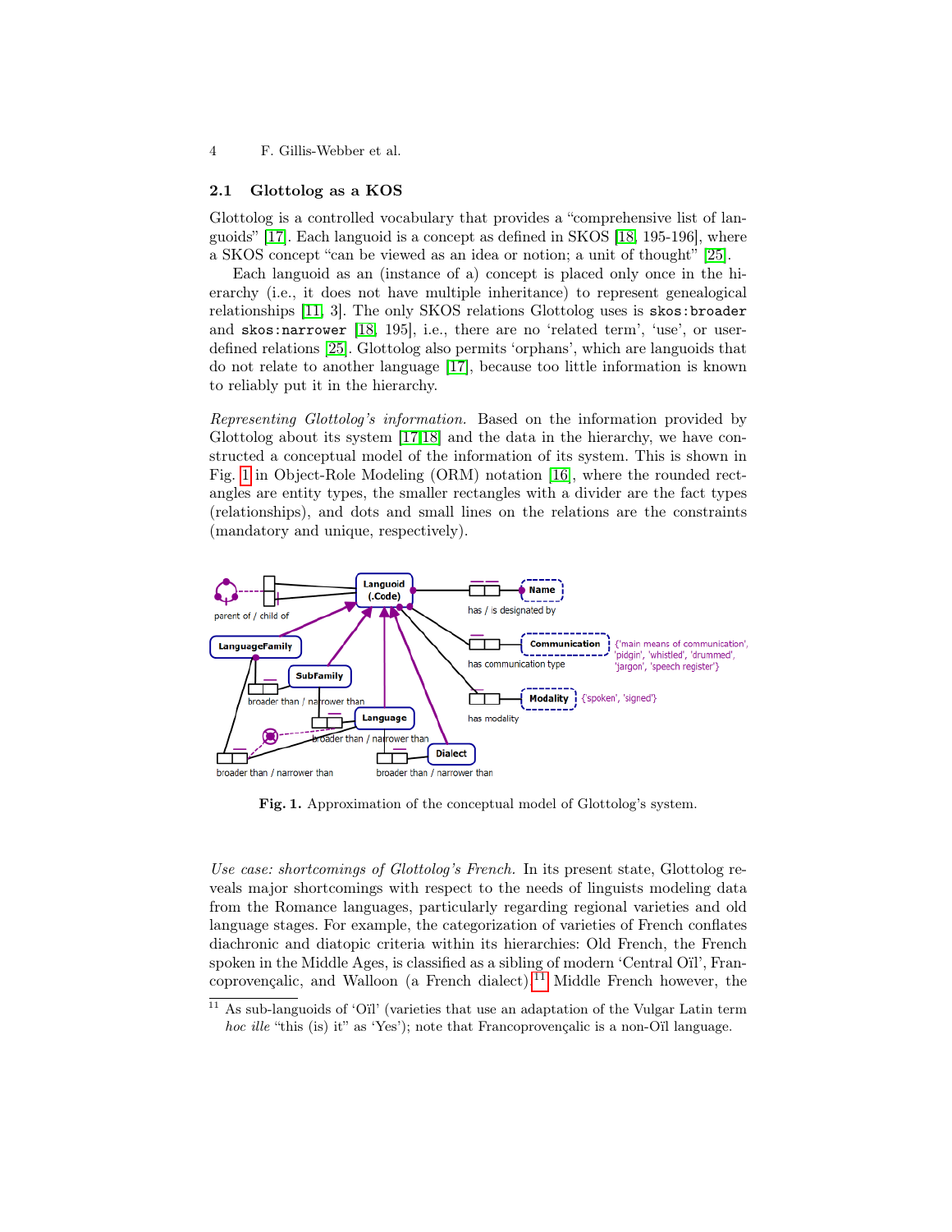### 2.1 Glottolog as a KOS

Glottolog is a controlled vocabulary that provides a "comprehensive list of languoids" [17]. Each languoid is a concept as defined in SKOS [18, 195-196], where a SKOS concept "can be viewed as an idea or notion; a unit of thought" [25].

Each languoid as an (instance of a) concept is placed only once in the hierarchy (i.e., it does not have multiple inheritance) to represent genealogical relationships [11, 3]. The only SKOS relations Glottolog uses is `skos:broader` and `skos:narrower` [18, 195], i.e., there are no 'related term', 'use', or user-defined relations [25]. Glottolog also permits 'orphans', which are languoids that do not relate to another language [17], because too little information is known to reliably put it in the hierarchy.

*Representing Glottolog's information.* Based on the information provided by Glottolog about its system [17,18] and the data in the hierarchy, we have constructed a conceptual model of the information of its system. This is shown in Fig. 1 in Object-Role Modeling (ORM) notation [16], where the rounded rectangles are entity types, the smaller rectangles with a divider are the fact types (relationships), and dots and small lines on the relations are the constraints (mandatory and unique, respectively).

**Fig. 1.** Approximation of the conceptual model of Glottolog's system.

*Use case: shortcomings of Glottolog's French.* In its present state, Glottolog reveals major shortcomings with respect to the needs of linguists modeling data from the Romance languages, particularly regarding regional varieties and old language stages. For example, the categorization of varieties of French conflates diachronic and diatopic criteria within its hierarchies: Old French, the French spoken in the Middle Ages, is classified as a sibling of modern 'Central Oïl', Francoprovençalic, and Walloon (a French dialect).[11] Middle French however, the

[11] As sub-languoids of 'Oïl' (varieties that use an adaptation of the Vulgar Latin term *hoc ille* "this (is) it" as 'Yes'); note that Francoprovençalic is a non-Oïl language.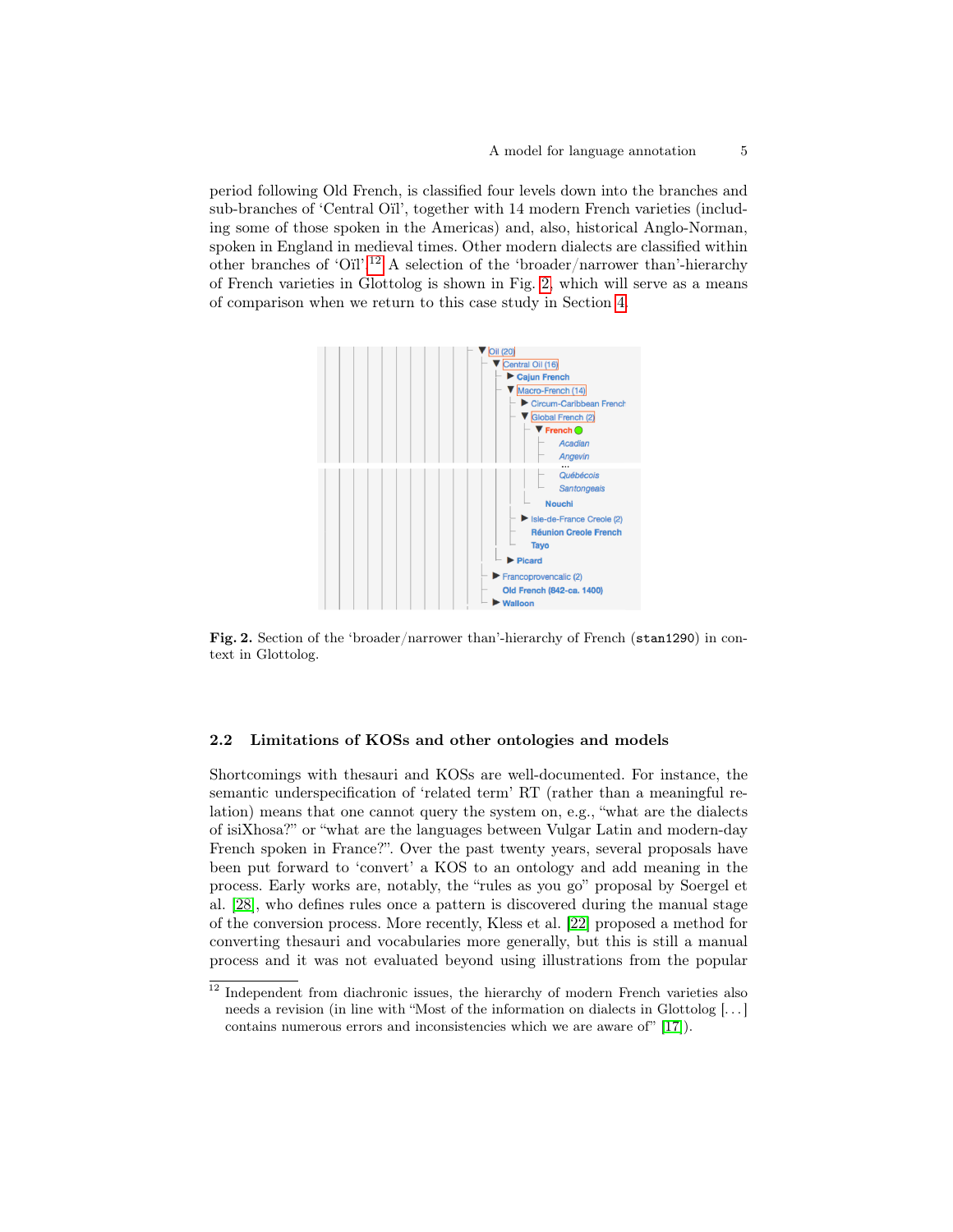period following Old French, is classified four levels down into the branches and sub-branches of 'Central Oïl', together with 14 modern French varieties (including some of those spoken in the Americas) and, also, historical Anglo-Norman, spoken in England in medieval times. Other modern dialects are classified within other branches of 'Oïl'.[12] A selection of the 'broader/narrower than'-hierarchy of French varieties in Glottolog is shown in Fig. 2, which will serve as a means of comparison when we return to this case study in Section 4.

Fig. 2. Section of the 'broader/narrower than'-hierarchy of French (stan1290) in context in Glottolog.

### 2.2 Limitations of KOSs and other ontologies and models

Shortcomings with thesauri and KOSs are well-documented. For instance, the semantic underspecification of 'related term' RT (rather than a meaningful relation) means that one cannot query the system on, e.g., "what are the dialects of isiXhosa?" or "what are the languages between Vulgar Latin and modern-day French spoken in France?". Over the past twenty years, several proposals have been put forward to 'convert' a KOS to an ontology and add meaning in the process. Early works are, notably, the "rules as you go" proposal by Soergel et al. [28], who defines rules once a pattern is discovered during the manual stage of the conversion process. More recently, Kless et al. [22] proposed a method for converting thesauri and vocabularies more generally, but this is still a manual process and it was not evaluated beyond using illustrations from the popular

[12] Independent from diachronic issues, the hierarchy of modern French varieties also needs a revision (in line with "Most of the information on dialects in Glottolog [...] contains numerous errors and inconsistencies which we are aware of" [17]).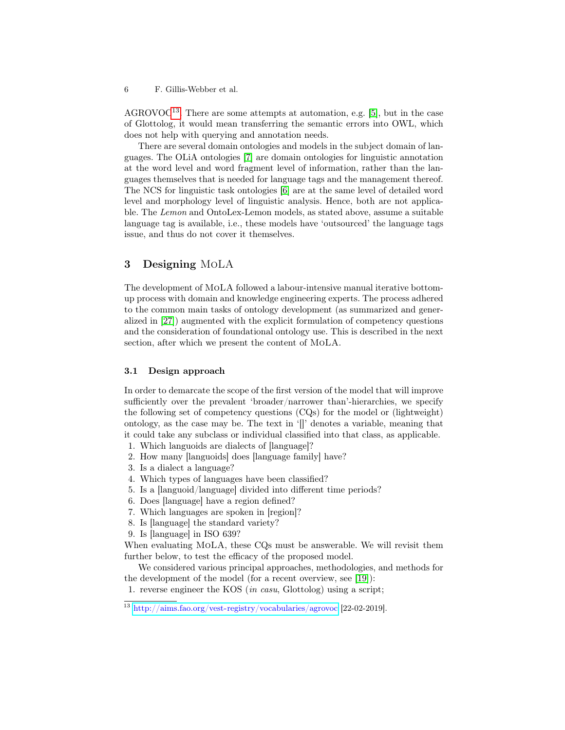AGROVOC[13]. There are some attempts at automation, e.g. [5], but in the case of Glottolog, it would mean transferring the semantic errors into OWL, which does not help with querying and annotation needs.

There are several domain ontologies and models in the subject domain of languages. The OLiA ontologies [7] are domain ontologies for linguistic annotation at the word level and word fragment level of information, rather than the languages themselves that is needed for language tags and the management thereof. The NCS for linguistic task ontologies [6] are at the same level of detailed word level and morphology level of linguistic analysis. Hence, both are not applicable. The *Lemon* and OntoLex-Lemon models, as stated above, assume a suitable language tag is available, i.e., these models have 'outsourced' the language tags issue, and thus do not cover it themselves.

## 3 Designing MoLA

The development of MoLA followed a labour-intensive manual iterative bottom-up process with domain and knowledge engineering experts. The process adhered to the common main tasks of ontology development (as summarized and generalized in [27]) augmented with the explicit formulation of competency questions and the consideration of foundational ontology use. This is described in the next section, after which we present the content of MoLA.

### 3.1 Design approach

In order to demarcate the scope of the first version of the model that will improve sufficiently over the prevalent 'broader/narrower than'-hierarchies, we specify the following set of competency questions (CQs) for the model or (lightweight) ontology, as the case may be. The text in '[]' denotes a variable, meaning that it could take any subclass or individual classified into that class, as applicable.

1. Which languoids are dialects of [language]?
2. How many [languoids] does [language family] have?
3. Is a dialect a language?
4. Which types of languages have been classified?
5. Is a [languoid/language] divided into different time periods?
6. Does [language] have a region defined?
7. Which languages are spoken in [region]?
8. Is [language] the standard variety?
9. Is [language] in ISO 639?

When evaluating MoLA, these CQs must be answerable. We will revisit them further below, to test the efficacy of the proposed model.

We considered various principal approaches, methodologies, and methods for the development of the model (for a recent overview, see [19]):

1. reverse engineer the KOS (*in casu*, Glottolog) using a script;

[13] http://aims.fao.org/vest-registry/vocabularies/agrovoc [22-02-2019].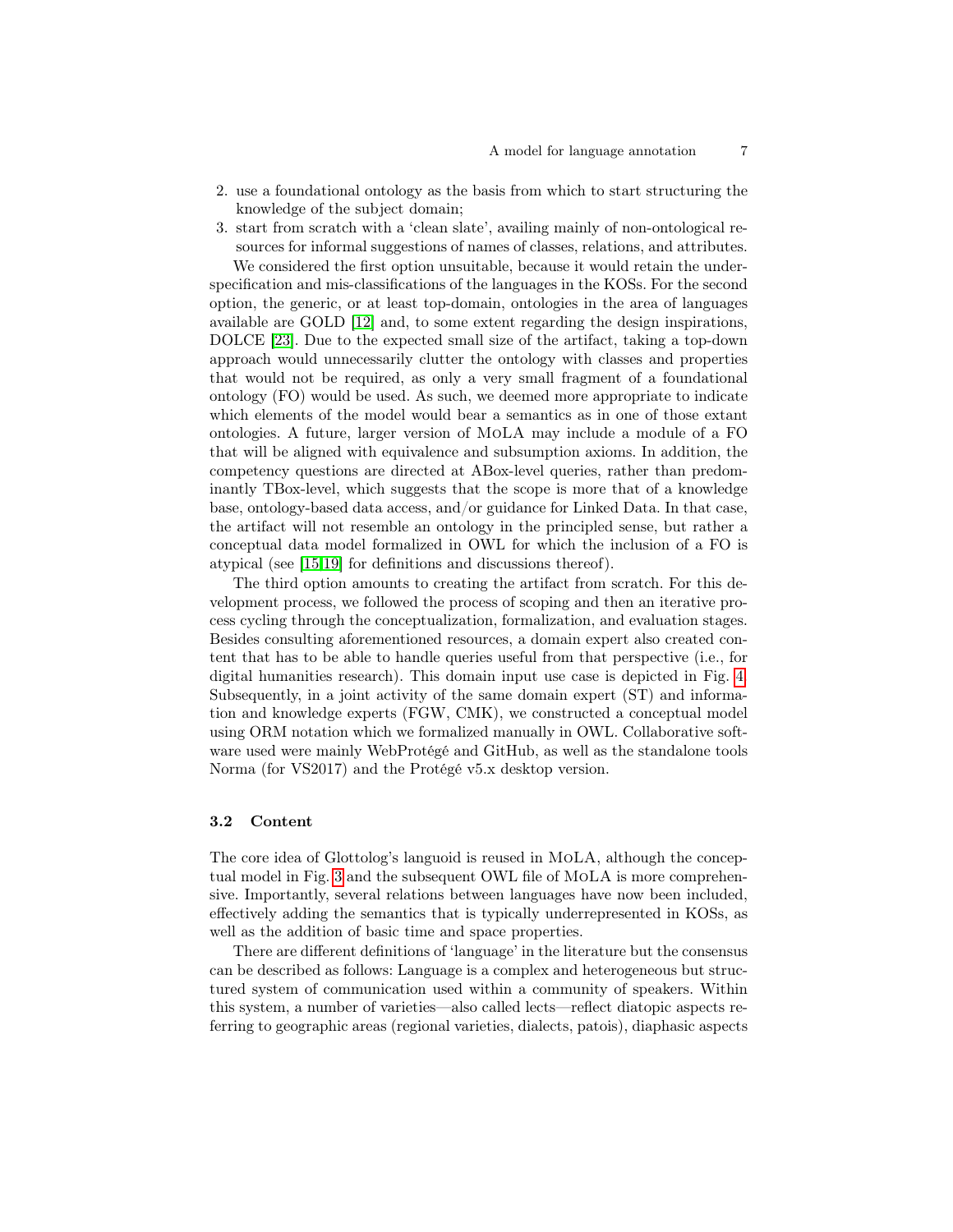2. use a foundational ontology as the basis from which to start structuring the knowledge of the subject domain;
3. start from scratch with a 'clean slate', availing mainly of non-ontological resources for informal suggestions of names of classes, relations, and attributes.

We considered the first option unsuitable, because it would retain the underspecification and mis-classifications of the languages in the KOSs. For the second option, the generic, or at least top-domain, ontologies in the area of languages available are GOLD [12] and, to some extent regarding the design inspirations, DOLCE [23]. Due to the expected small size of the artifact, taking a top-down approach would unnecessarily clutter the ontology with classes and properties that would not be required, as only a very small fragment of a foundational ontology (FO) would be used. As such, we deemed more appropriate to indicate which elements of the model would bear a semantics as in one of those extant ontologies. A future, larger version of MoLA may include a module of a FO that will be aligned with equivalence and subsumption axioms. In addition, the competency questions are directed at ABox-level queries, rather than predominantly TBox-level, which suggests that the scope is more that of a knowledge base, ontology-based data access, and/or guidance for Linked Data. In that case, the artifact will not resemble an ontology in the principled sense, but rather a conceptual data model formalized in OWL for which the inclusion of a FO is atypical (see [15,19] for definitions and discussions thereof).

The third option amounts to creating the artifact from scratch. For this development process, we followed the process of scoping and then an iterative process cycling through the conceptualization, formalization, and evaluation stages. Besides consulting aforementioned resources, a domain expert also created content that has to be able to handle queries useful from that perspective (i.e., for digital humanities research). This domain input use case is depicted in Fig. 4. Subsequently, in a joint activity of the same domain expert (ST) and information and knowledge experts (FGW, CMK), we constructed a conceptual model using ORM notation which we formalized manually in OWL. Collaborative software used were mainly WebProtégé and GitHub, as well as the standalone tools Norma (for VS2017) and the Protégé v5.x desktop version.

### 3.2 Content

The core idea of Glottolog's languoid is reused in MoLA, although the conceptual model in Fig. 3 and the subsequent OWL file of MoLA is more comprehensive. Importantly, several relations between languages have now been included, effectively adding the semantics that is typically underrepresented in KOSs, as well as the addition of basic time and space properties.

There are different definitions of 'language' in the literature but the consensus can be described as follows: Language is a complex and heterogeneous but structured system of communication used within a community of speakers. Within this system, a number of varieties—also called lects—reflect diatopic aspects referring to geographic areas (regional varieties, dialects, patois), diaphasic aspects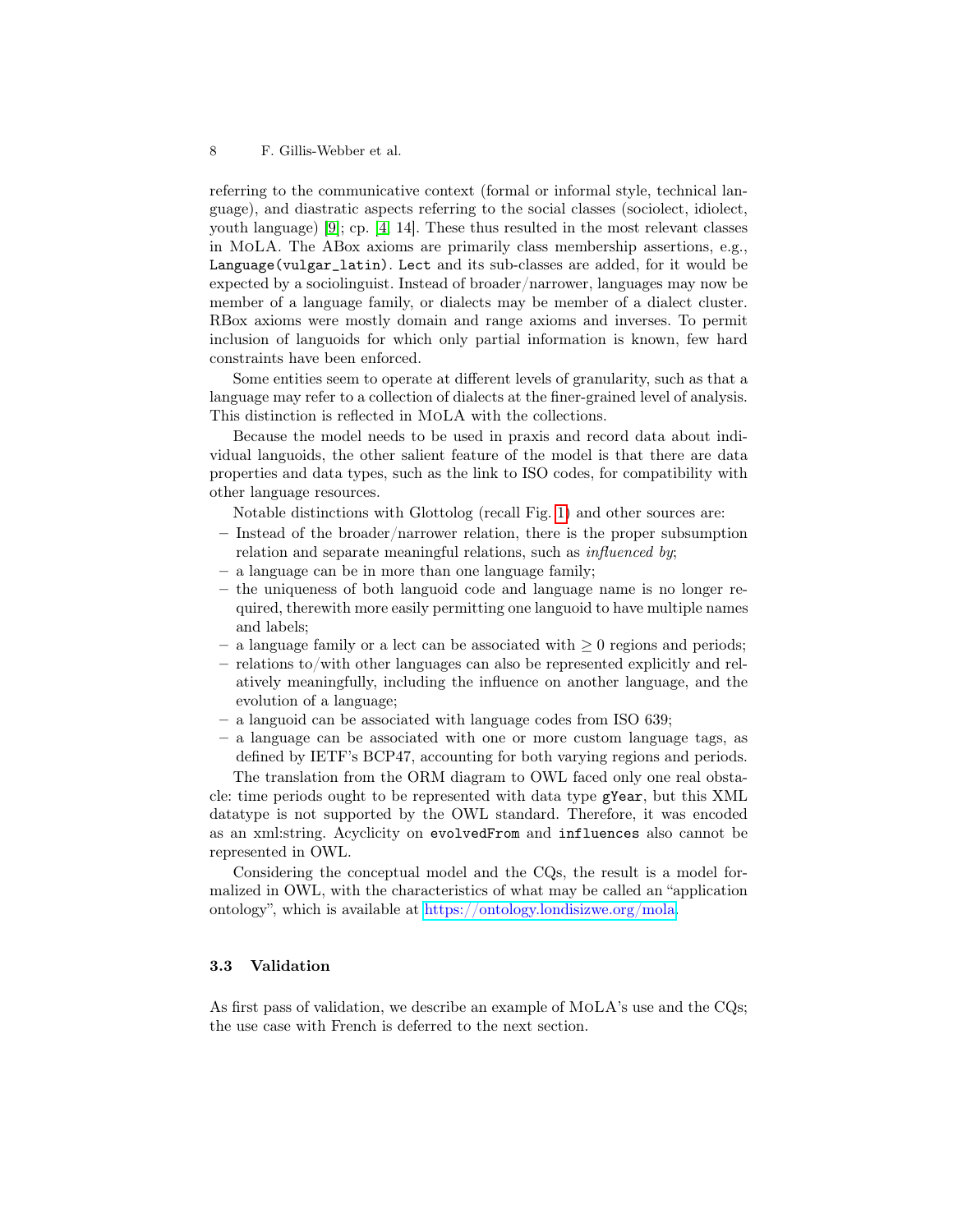referring to the communicative context (formal or informal style, technical language), and diastratic aspects referring to the social classes (sociolect, idiolect, youth language) [9]; cp. [4, 14]. These thus resulted in the most relevant classes in MoLA. The ABox axioms are primarily class membership assertions, e.g., `Language(vulgar_latin)`. `Lect` and its sub-classes are added, for it would be expected by a sociolinguist. Instead of broader/narrower, languages may now be member of a language family, or dialects may be member of a dialect cluster. RBox axioms were mostly domain and range axioms and inverses. To permit inclusion of languoids for which only partial information is known, few hard constraints have been enforced.

Some entities seem to operate at different levels of granularity, such as that a language may refer to a collection of dialects at the finer-grained level of analysis. This distinction is reflected in MoLA with the collections.

Because the model needs to be used in praxis and record data about individual languoids, the other salient feature of the model is that there are data properties and data types, such as the link to ISO codes, for compatibility with other language resources.

Notable distinctions with Glottolog (recall Fig. 1) and other sources are:

- Instead of the broader/narrower relation, there is the proper subsumption relation and separate meaningful relations, such as *influenced by*;
- a language can be in more than one language family;
- the uniqueness of both languoid code and language name is no longer required, therewith more easily permitting one languoid to have multiple names and labels;
- a language family or a lect can be associated with $\geq 0$ regions and periods;
- relations to/with other languages can also be represented explicitly and relatively meaningfully, including the influence on another language, and the evolution of a language;
- a languoid can be associated with language codes from ISO 639;
- a language can be associated with one or more custom language tags, as defined by IETF's BCP47, accounting for both varying regions and periods.

The translation from the ORM diagram to OWL faced only one real obstacle: time periods ought to be represented with data type `gYear`, but this XML datatype is not supported by the OWL standard. Therefore, it was encoded as an xml:string. Acyclicity on `evolvedFrom` and `influences` also cannot be represented in OWL.

Considering the conceptual model and the CQs, the result is a model formalized in OWL, with the characteristics of what may be called an "application ontology", which is available at https://ontology.londisizwe.org/mola.

### 3.3 Validation

As first pass of validation, we describe an example of MoLA's use and the CQs; the use case with French is deferred to the next section.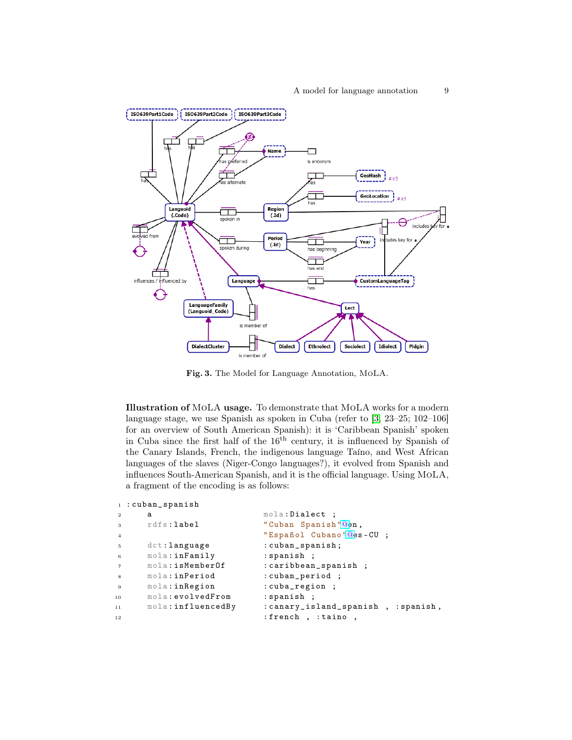Fig. 3. The Model for Language Annotation, MoLA.

**Illustration of MoLA usage.** To demonstrate that MoLA works for a modern language stage, we use Spanish as spoken in Cuba (refer to [3, 23–25; 102–106] for an overview of South American Spanish): it is 'Caribbean Spanish' spoken in Cuba since the first half of the 16th century, it is influenced by Spanish of the Canary Islands, French, the indigenous language Taíno, and West African languages of the slaves (Niger-Congo languages?), it evolved from Spanish and influences South-American Spanish, and it is the official language. Using MoLA, a fragment of the encoding is as follows:

```
1  :cuban_spanish
2      a                        mola:Dialect ;
3      rdfs:label               "Cuban Spanish"@en,
4                               "Español Cubano"@es-CU ;
5      dct:language             :cuban_spanish;
6      mola:inFamily            :spanish ;
7      mola:isMemberOf          :caribbean_spanish ;
8      mola:inPeriod            :cuban_period ;
9      mola:inRegion            :cuba_region ;
10     mola:evolvedFrom         :spanish ;
11     mola:influencedBy        :canary_island_spanish , :spanish,
12                              :french , :taino ,
```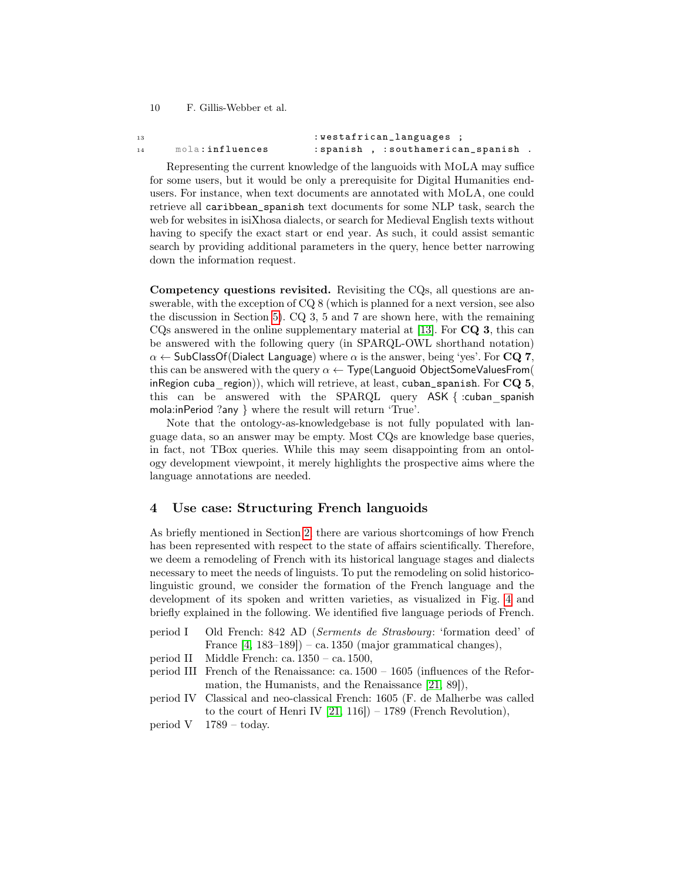```
13                                :westafrican_languages ;
14      mola:influences           :spanish , :southamerican_spanish .
```

Representing the current knowledge of the languoids with MoLA may suffice for some users, but it would be only a prerequisite for Digital Humanities end-users. For instance, when text documents are annotated with MoLA, one could retrieve all `caribbean_spanish` text documents for some NLP task, search the web for websites in isiXhosa dialects, or search for Medieval English texts without having to specify the exact start or end year. As such, it could assist semantic search by providing additional parameters in the query, hence better narrowing down the information request.

**Competency questions revisited.** Revisiting the CQs, all questions are answerable, with the exception of CQ 8 (which is planned for a next version, see also the discussion in Section 5). CQ 3, 5 and 7 are shown here, with the remaining CQs answered in the online supplementary material at [13]. For **CQ 3**, this can be answered with the following query (in SPARQL-OWL shorthand notation) $\alpha \leftarrow$ SubClassOf(Dialect Language) where $\alpha$ is the answer, being 'yes'. For **CQ 7**, this can be answered with the query $\alpha \leftarrow$ Type(Languoid ObjectSomeValuesFrom( inRegion cuba_region)), which will retrieve, at least, `cuban_spanish`. For **CQ 5**, this can be answered with the SPARQL query ASK { :cuban_spanish mola:inPeriod ?any } where the result will return 'True'.

Note that the ontology-as-knowledgebase is not fully populated with language data, so an answer may be empty. Most CQs are knowledge base queries, in fact, not TBox queries. While this may seem disappointing from an ontology development viewpoint, it merely highlights the prospective aims where the language annotations are needed.

## 4 Use case: Structuring French languoids

As briefly mentioned in Section 2, there are various shortcomings of how French has been represented with respect to the state of affairs scientifically. Therefore, we deem a remodeling of French with its historical language stages and dialects necessary to meet the needs of linguists. To put the remodeling on solid historico-linguistic ground, we consider the formation of the French language and the development of its spoken and written varieties, as visualized in Fig. 4 and briefly explained in the following. We identified five language periods of French.

- period I — Old French: 842 AD (*Serments de Strasbourg*: 'formation deed' of France [4, 183–189]) – ca. 1350 (major grammatical changes),
- period II — Middle French: ca. 1350 – ca. 1500,
- period III — French of the Renaissance: ca. 1500 – 1605 (influences of the Reformation, the Humanists, and the Renaissance [21, 89]),
- period IV — Classical and neo-classical French: 1605 (F. de Malherbe was called to the court of Henri IV [21, 116]) – 1789 (French Revolution),
- period V — 1789 – today.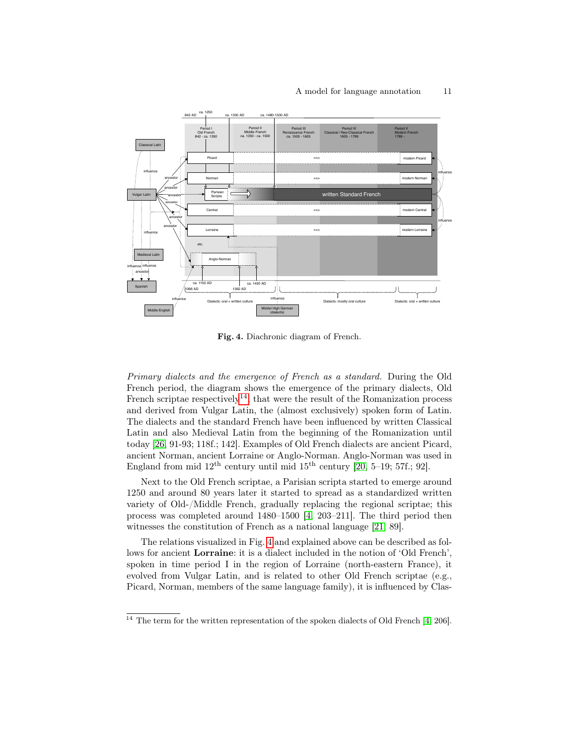**Fig. 4.** Diachronic diagram of French.

*Primary dialects and the emergence of French as a standard.* During the Old French period, the diagram shows the emergence of the primary dialects, Old French scriptae respectively[14], that were the result of the Romanization process and derived from Vulgar Latin, the (almost exclusively) spoken form of Latin. The dialects and the standard French have been influenced by written Classical Latin and also Medieval Latin from the beginning of the Romanization until today [26, 91-93; 118f.; 142]. Examples of Old French dialects are ancient Picard, ancient Norman, ancient Lorraine or Anglo-Norman. Anglo-Norman was used in England from mid 12th century until mid 15th century [20, 5–19; 57f.; 92].

Next to the Old French scriptae, a Parisian scripta started to emerge around 1250 and around 80 years later it started to spread as a standardized written variety of Old-/Middle French, gradually replacing the regional scriptae; this process was completed around 1480–1500 [4, 203–211]. The third period then witnesses the constitution of French as a national language [21, 89].

The relations visualized in Fig. 4 and explained above can be described as follows for ancient **Lorraine**: it is a dialect included in the notion of 'Old French', spoken in time period I in the region of Lorraine (north-eastern France), it evolved from Vulgar Latin, and is related to other Old French scriptae (e.g., Picard, Norman, members of the same language family), it is influenced by Clas-

[14] The term for the written representation of the spoken dialects of Old French [4, 206].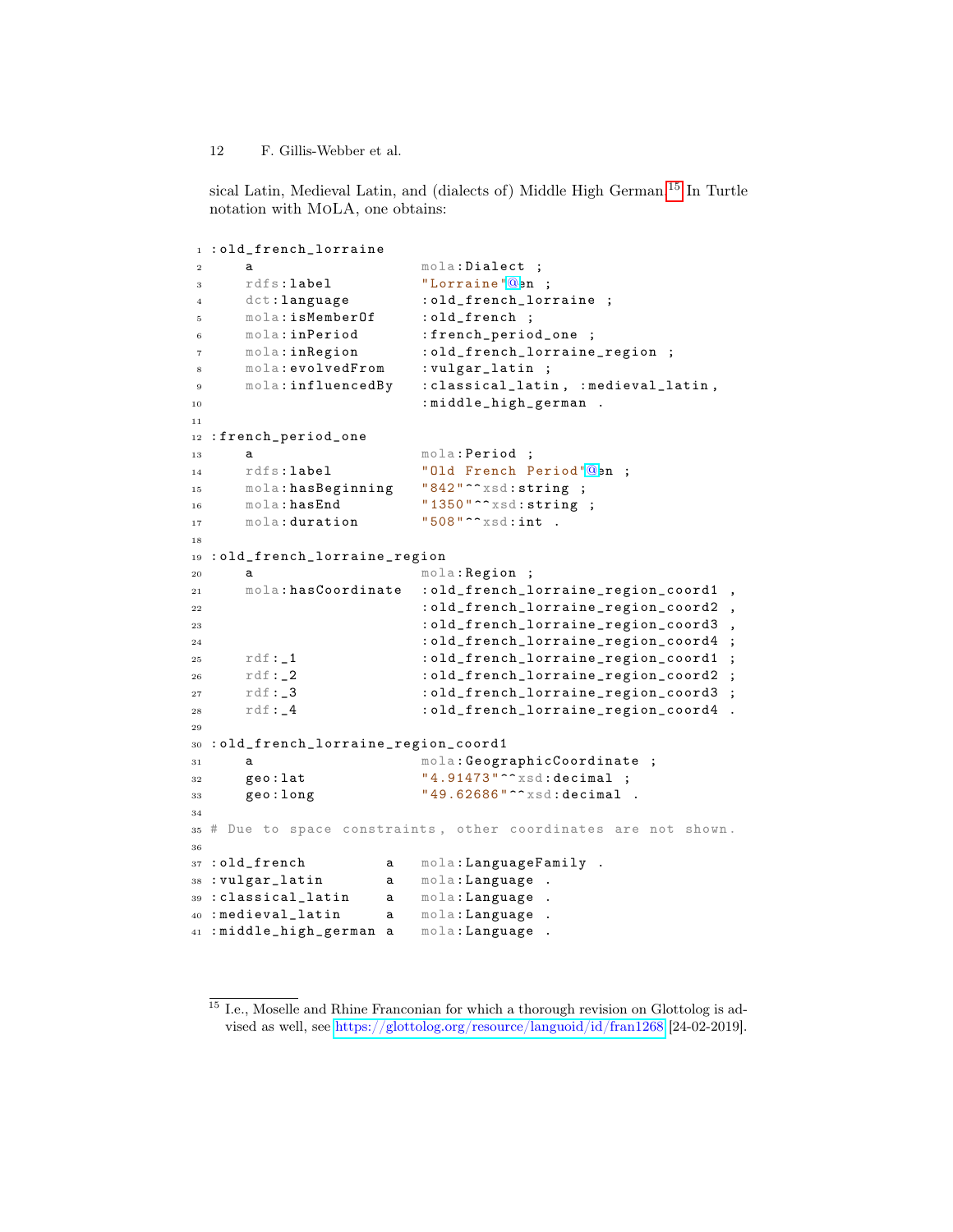sical Latin, Medieval Latin, and (dialects of) Middle High German.[15] In Turtle notation with MoLA, one obtains:

```
:old_french_lorraine
    a                   mola:Dialect ;
    rdfs:label          "Lorraine"@en ;
    dct:language        :old_french_lorraine ;
    mola:isMemberOf     :old_french ;
    mola:inPeriod       :french_period_one ;
    mola:inRegion       :old_french_lorraine_region ;
    mola:evolvedFrom    :vulgar_latin ;
    mola:influencedBy   :classical_latin, :medieval_latin,
                        :middle_high_german .

:french_period_one
    a                   mola:Period ;
    rdfs:label          "Old French Period"@en ;
    mola:hasBeginning   "842"^^xsd:string ;
    mola:hasEnd         "1350"^^xsd:string ;
    mola:duration       "508"^^xsd:int .

:old_french_lorraine_region
    a                   mola:Region ;
    mola:hasCoordinate  :old_french_lorraine_region_coord1 ,
                        :old_french_lorraine_region_coord2 ,
                        :old_french_lorraine_region_coord3 ,
                        :old_french_lorraine_region_coord4 ;
    rdf:_1              :old_french_lorraine_region_coord1 ;
    rdf:_2              :old_french_lorraine_region_coord2 ;
    rdf:_3              :old_french_lorraine_region_coord3 ;
    rdf:_4              :old_french_lorraine_region_coord4 .

:old_french_lorraine_region_coord1
    a                   mola:GeographicCoordinate ;
    geo:lat             "4.91473"^^xsd:decimal ;
    geo:long            "49.62686"^^xsd:decimal .

# Due to space constraints, other coordinates are not shown.

:old_french         a   mola:LanguageFamily .
:vulgar_latin       a   mola:Language .
:classical_latin    a   mola:Language .
:medieval_latin     a   mola:Language .
:middle_high_german a   mola:Language .
```

[15] I.e., Moselle and Rhine Franconian for which a thorough revision on Glottolog is advised as well, see https://glottolog.org/resource/languoid/id/fran1268 [24-02-2019].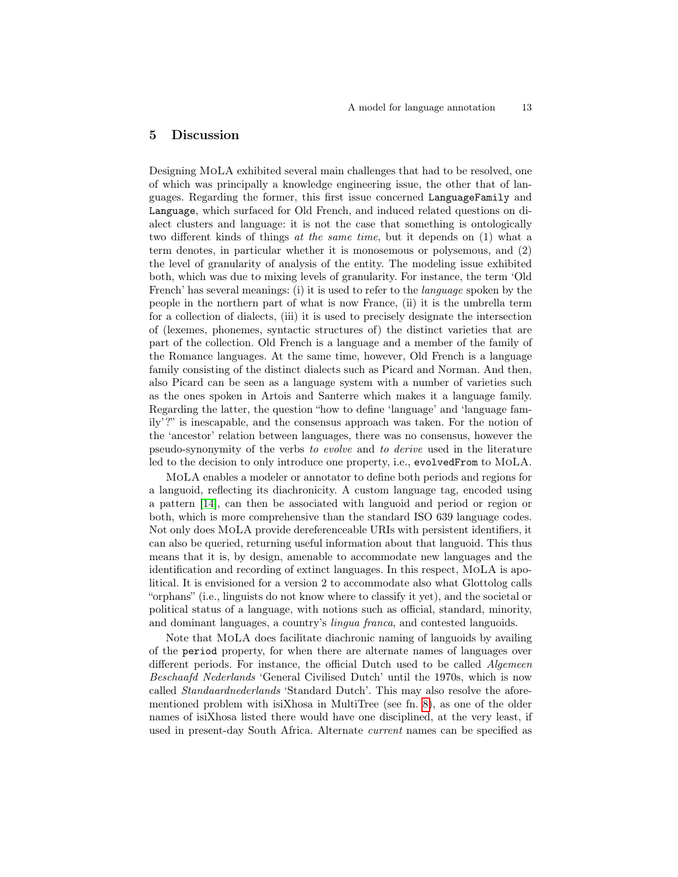## 5 Discussion

Designing MoLA exhibited several main challenges that had to be resolved, one of which was principally a knowledge engineering issue, the other that of languages. Regarding the former, this first issue concerned `LanguageFamily` and `Language`, which surfaced for Old French, and induced related questions on dialect clusters and language: it is not the case that something is ontologically two different kinds of things *at the same time*, but it depends on (1) what a term denotes, in particular whether it is monosemous or polysemous, and (2) the level of granularity of analysis of the entity. The modeling issue exhibited both, which was due to mixing levels of granularity. For instance, the term 'Old French' has several meanings: (i) it is used to refer to the *language* spoken by the people in the northern part of what is now France, (ii) it is the umbrella term for a collection of dialects, (iii) it is used to precisely designate the intersection of (lexemes, phonemes, syntactic structures of) the distinct varieties that are part of the collection. Old French is a language and a member of the family of the Romance languages. At the same time, however, Old French is a language family consisting of the distinct dialects such as Picard and Norman. And then, also Picard can be seen as a language system with a number of varieties such as the ones spoken in Artois and Santerre which makes it a language family. Regarding the latter, the question "how to define 'language' and 'language family'?" is inescapable, and the consensus approach was taken. For the notion of the 'ancestor' relation between languages, there was no consensus, however the pseudo-synonymity of the verbs *to evolve* and *to derive* used in the literature led to the decision to only introduce one property, i.e., `evolvedFrom` to MoLA.

MoLA enables a modeler or annotator to define both periods and regions for a languoid, reflecting its diachronicity. A custom language tag, encoded using a pattern [14], can then be associated with languoid and period or region or both, which is more comprehensive than the standard ISO 639 language codes. Not only does MoLA provide dereferenceable URIs with persistent identifiers, it can also be queried, returning useful information about that languoid. This thus means that it is, by design, amenable to accommodate new languages and the identification and recording of extinct languages. In this respect, MoLA is apolitical. It is envisioned for a version 2 to accommodate also what Glottolog calls "orphans" (i.e., linguists do not know where to classify it yet), and the societal or political status of a language, with notions such as official, standard, minority, and dominant languages, a country's *lingua franca*, and contested languoids.

Note that MoLA does facilitate diachronic naming of languoids by availing of the `period` property, for when there are alternate names of languages over different periods. For instance, the official Dutch used to be called *Algemeen Beschaafd Nederlands* 'General Civilised Dutch' until the 1970s, which is now called *Standaardnederlands* 'Standard Dutch'. This may also resolve the aforementioned problem with isiXhosa in MultiTree (see fn. 8), as one of the older names of isiXhosa listed there would have one disciplined, at the very least, if used in present-day South Africa. Alternate *current* names can be specified as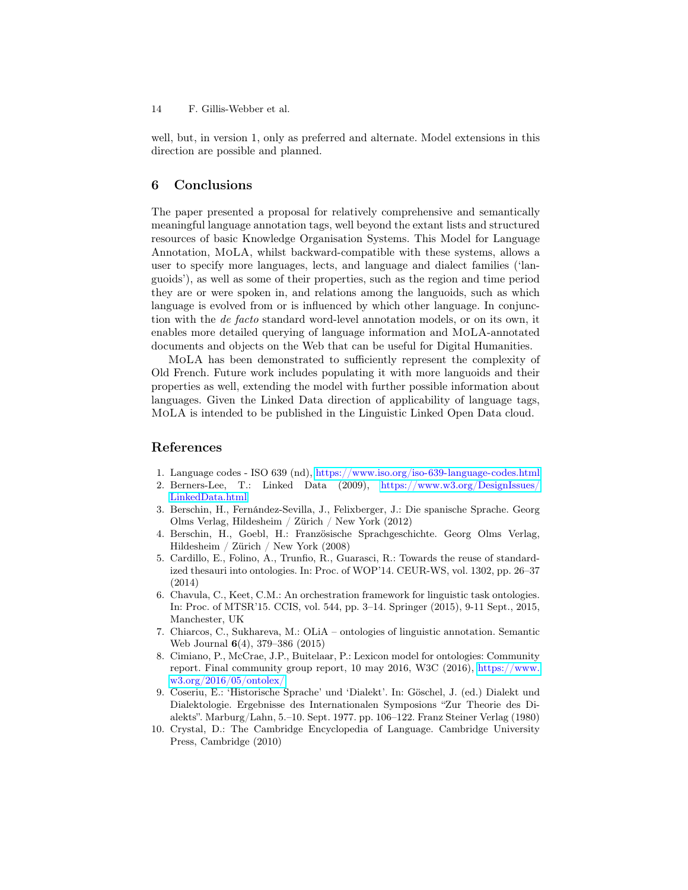well, but, in version 1, only as preferred and alternate. Model extensions in this direction are possible and planned.

## 6 Conclusions

The paper presented a proposal for relatively comprehensive and semantically meaningful language annotation tags, well beyond the extant lists and structured resources of basic Knowledge Organisation Systems. This Model for Language Annotation, MoLA, whilst backward-compatible with these systems, allows a user to specify more languages, lects, and language and dialect families ('languoids'), as well as some of their properties, such as the region and time period they are or were spoken in, and relations among the languoids, such as which language is evolved from or is influenced by which other language. In conjunction with the *de facto* standard word-level annotation models, or on its own, it enables more detailed querying of language information and MoLA-annotated documents and objects on the Web that can be useful for Digital Humanities.

MoLA has been demonstrated to sufficiently represent the complexity of Old French. Future work includes populating it with more languoids and their properties as well, extending the model with further possible information about languages. Given the Linked Data direction of applicability of language tags, MoLA is intended to be published in the Linguistic Linked Open Data cloud.

## References

1. Language codes - ISO 639 (nd), https://www.iso.org/iso-639-language-codes.html
2. Berners-Lee, T.: Linked Data (2009), https://www.w3.org/DesignIssues/LinkedData.html
3. Berschin, H., Fernández-Sevilla, J., Felixberger, J.: Die spanische Sprache. Georg Olms Verlag, Hildesheim / Zürich / New York (2012)
4. Berschin, H., Goebl, H.: Französische Sprachgeschichte. Georg Olms Verlag, Hildesheim / Zürich / New York (2008)
5. Cardillo, E., Folino, A., Trunfio, R., Guarasci, R.: Towards the reuse of standardized thesauri into ontologies. In: Proc. of WOP'14. CEUR-WS, vol. 1302, pp. 26–37 (2014)
6. Chavula, C., Keet, C.M.: An orchestration framework for linguistic task ontologies. In: Proc. of MTSR'15. CCIS, vol. 544, pp. 3–14. Springer (2015), 9-11 Sept., 2015, Manchester, UK
7. Chiarcos, C., Sukhareva, M.: OLiA – ontologies of linguistic annotation. Semantic Web Journal **6**(4), 379–386 (2015)
8. Cimiano, P., McCrae, J.P., Buitelaar, P.: Lexicon model for ontologies: Community report. Final community group report, 10 may 2016, W3C (2016), https://www.w3.org/2016/05/ontolex/
9. Coseriu, E.: 'Historische Sprache' und 'Dialekt'. In: Göschel, J. (ed.) Dialekt und Dialektologie. Ergebnisse des Internationalen Symposions "Zur Theorie des Dialekts". Marburg/Lahn, 5.–10. Sept. 1977. pp. 106–122. Franz Steiner Verlag (1980)
10. Crystal, D.: The Cambridge Encyclopedia of Language. Cambridge University Press, Cambridge (2010)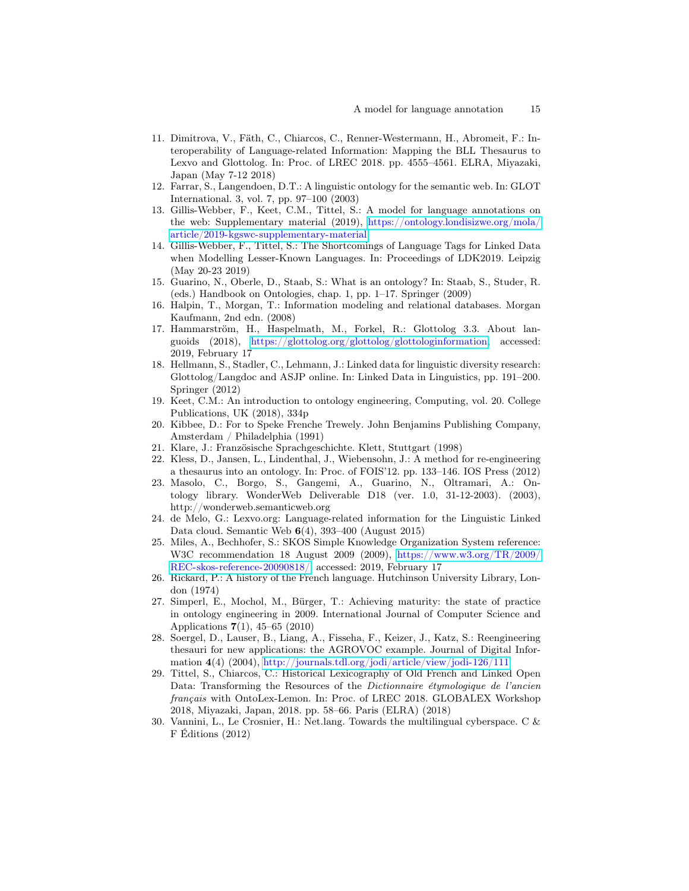11. Dimitrova, V., Fäth, C., Chiarcos, C., Renner-Westermann, H., Abromeit, F.: Interoperability of Language-related Information: Mapping the BLL Thesaurus to Lexvo and Glottolog. In: Proc. of LREC 2018. pp. 4555–4561. ELRA, Miyazaki, Japan (May 7-12 2018)
12. Farrar, S., Langendoen, D.T.: A linguistic ontology for the semantic web. In: GLOT International. 3, vol. 7, pp. 97–100 (2003)
13. Gillis-Webber, F., Keet, C.M., Tittel, S.: A model for language annotations on the web: Supplementary material (2019), https://ontology.londisizwe.org/mola/article/2019-kgswc-supplementary-material
14. Gillis-Webber, F., Tittel, S.: The Shortcomings of Language Tags for Linked Data when Modelling Lesser-Known Languages. In: Proceedings of LDK2019. Leipzig (May 20-23 2019)
15. Guarino, N., Oberle, D., Staab, S.: What is an ontology? In: Staab, S., Studer, R. (eds.) Handbook on Ontologies, chap. 1, pp. 1–17. Springer (2009)
16. Halpin, T., Morgan, T.: Information modeling and relational databases. Morgan Kaufmann, 2nd edn. (2008)
17. Hammarström, H., Haspelmath, M., Forkel, R.: Glottolog 3.3. About languoids (2018), https://glottolog.org/glottolog/glottologinformation, accessed: 2019, February 17
18. Hellmann, S., Stadler, C., Lehmann, J.: Linked data for linguistic diversity research: Glottolog/Langdoc and ASJP online. In: Linked Data in Linguistics, pp. 191–200. Springer (2012)
19. Keet, C.M.: An introduction to ontology engineering, Computing, vol. 20. College Publications, UK (2018), 334p
20. Kibbee, D.: For to Speke Frenche Trewely. John Benjamins Publishing Company, Amsterdam / Philadelphia (1991)
21. Klare, J.: Französische Sprachgeschichte. Klett, Stuttgart (1998)
22. Kless, D., Jansen, L., Lindenthal, J., Wiebensohn, J.: A method for re-engineering a thesaurus into an ontology. In: Proc. of FOIS'12. pp. 133–146. IOS Press (2012)
23. Masolo, C., Borgo, S., Gangemi, A., Guarino, N., Oltramari, A.: Ontology library. WonderWeb Deliverable D18 (ver. 1.0, 31-12-2003). (2003), http://wonderweb.semanticweb.org
24. de Melo, G.: Lexvo.org: Language-related information for the Linguistic Linked Data cloud. Semantic Web **6**(4), 393–400 (August 2015)
25. Miles, A., Bechhofer, S.: SKOS Simple Knowledge Organization System reference: W3C recommendation 18 August 2009 (2009), https://www.w3.org/TR/2009/REC-skos-reference-20090818/, accessed: 2019, February 17
26. Rickard, P.: A history of the French language. Hutchinson University Library, London (1974)
27. Simperl, E., Mochol, M., Bürger, T.: Achieving maturity: the state of practice in ontology engineering in 2009. International Journal of Computer Science and Applications **7**(1), 45–65 (2010)
28. Soergel, D., Lauser, B., Liang, A., Fisseha, F., Keizer, J., Katz, S.: Reengineering thesauri for new applications: the AGROVOC example. Journal of Digital Information **4**(4) (2004), http://journals.tdl.org/jodi/article/view/jodi-126/111
29. Tittel, S., Chiarcos, C.: Historical Lexicography of Old French and Linked Open Data: Transforming the Resources of the *Dictionnaire étymologique de l'ancien français* with OntoLex-Lemon. In: Proc. of LREC 2018. GLOBALEX Workshop 2018, Miyazaki, Japan, 2018. pp. 58–66. Paris (ELRA) (2018)
30. Vannini, L., Le Crosnier, H.: Net.lang. Towards the multilingual cyberspace. C & F Éditions (2012)